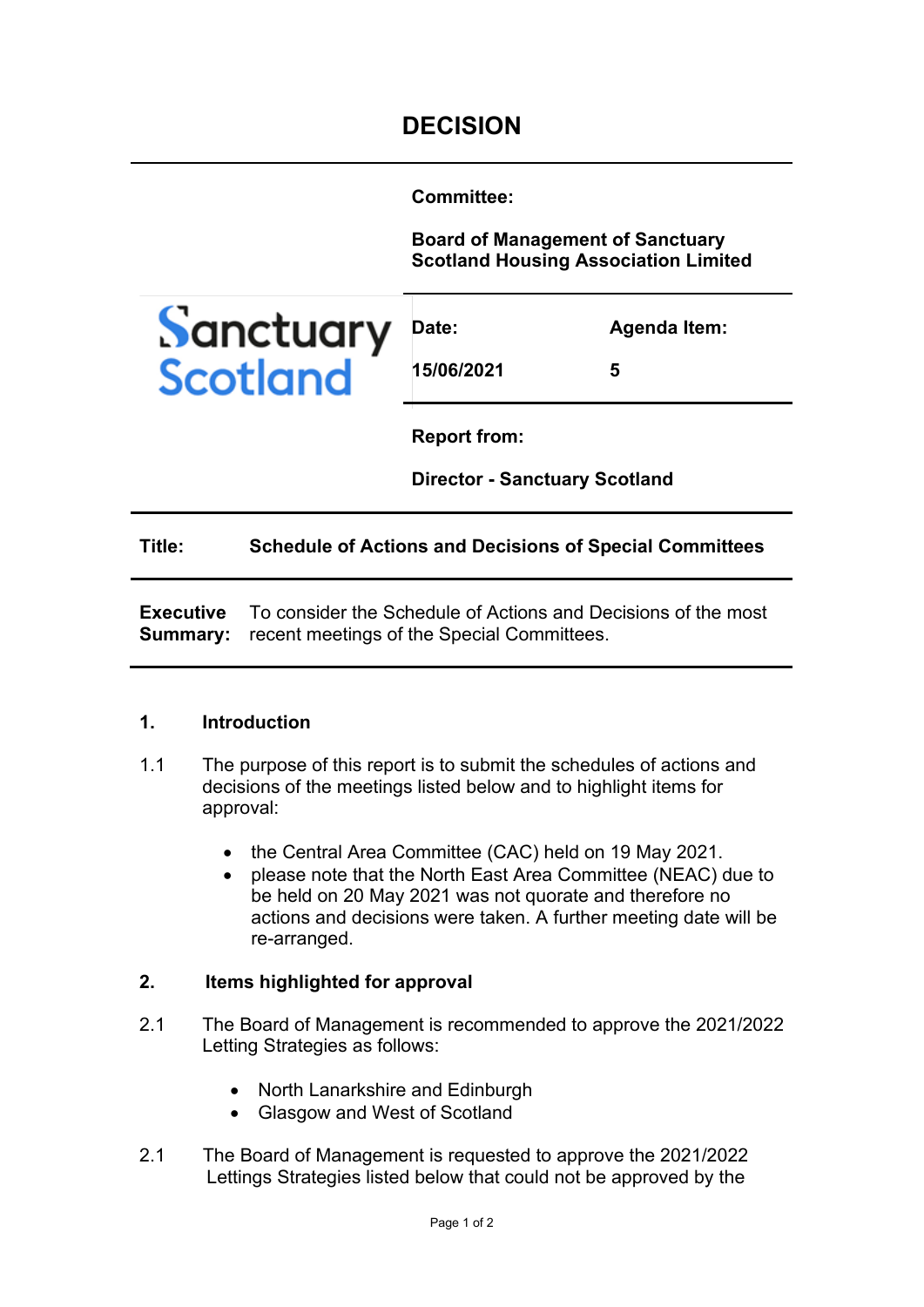# DECISION

**Committee:**

**Board of Management of Sanctuary Scotland Housing Association Limited**

Sanctuary Scotland

| **Date:** | **Agenda Item:** |
| --- | --- |
| **15/06/2021** | **5** |

**Report from:**

**Director - Sanctuary Scotland**

| **Title:** | **Schedule of Actions and Decisions of Special Committees** |
| --- | --- |
| **Executive Summary:** | To consider the Schedule of Actions and Decisions of the most recent meetings of the Special Committees. |

## 1. Introduction

1.1 The purpose of this report is to submit the schedules of actions and decisions of the meetings listed below and to highlight items for approval:

- the Central Area Committee (CAC) held on 19 May 2021.
- please note that the North East Area Committee (NEAC) due to be held on 20 May 2021 was not quorate and therefore no actions and decisions were taken. A further meeting date will be re-arranged.

## 2. Items highlighted for approval

2.1 The Board of Management is recommended to approve the 2021/2022 Letting Strategies as follows:

- North Lanarkshire and Edinburgh
- Glasgow and West of Scotland

2.1 The Board of Management is requested to approve the 2021/2022 Lettings Strategies listed below that could not be approved by the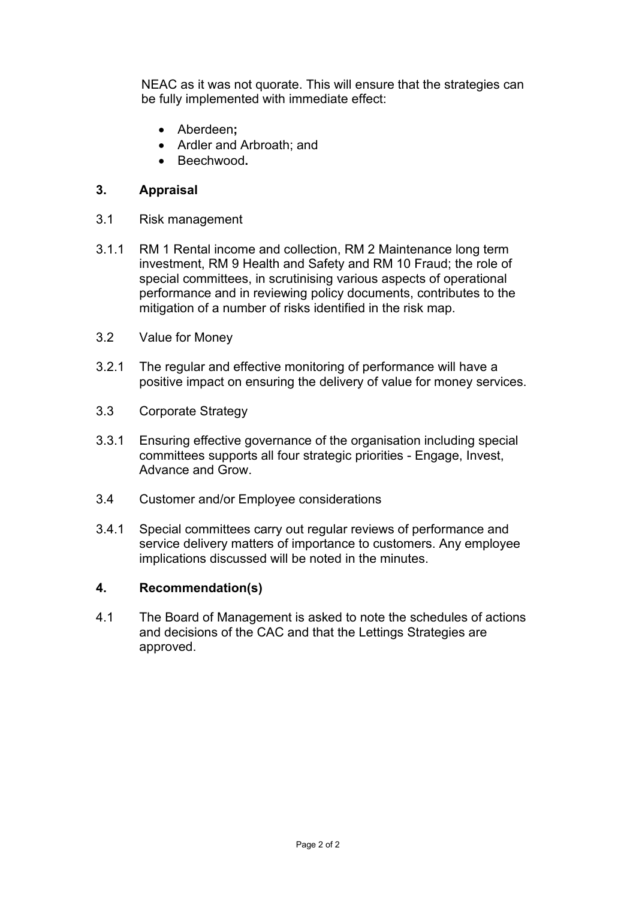NEAC as it was not quorate. This will ensure that the strategies can be fully implemented with immediate effect:

- Aberdeen**;**
- Ardler and Arbroath; and
- Beechwood**.**

## 3. Appraisal

3.1 Risk management

3.1.1 RM 1 Rental income and collection, RM 2 Maintenance long term investment, RM 9 Health and Safety and RM 10 Fraud; the role of special committees, in scrutinising various aspects of operational performance and in reviewing policy documents, contributes to the mitigation of a number of risks identified in the risk map.

3.2 Value for Money

3.2.1 The regular and effective monitoring of performance will have a positive impact on ensuring the delivery of value for money services.

3.3 Corporate Strategy

3.3.1 Ensuring effective governance of the organisation including special committees supports all four strategic priorities - Engage, Invest, Advance and Grow.

3.4 Customer and/or Employee considerations

3.4.1 Special committees carry out regular reviews of performance and service delivery matters of importance to customers. Any employee implications discussed will be noted in the minutes.

## 4. Recommendation(s)

4.1 The Board of Management is asked to note the schedules of actions and decisions of the CAC and that the Lettings Strategies are approved.